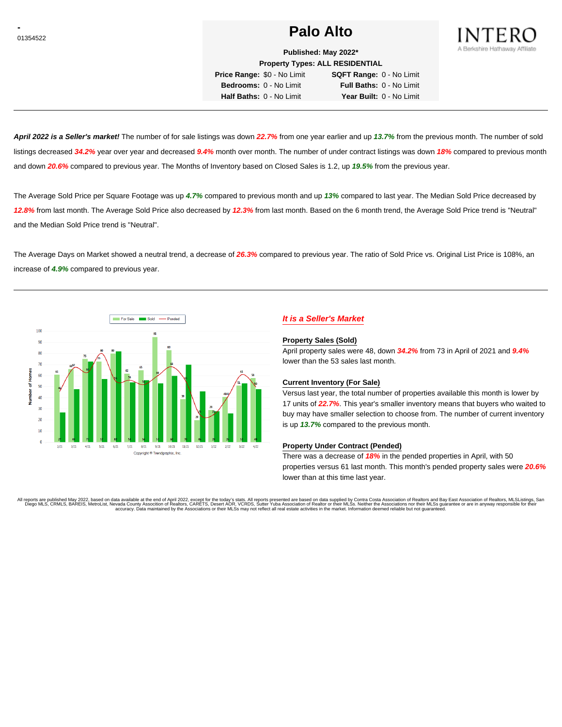-
01354522

# Palo Alto

INTERO
A Berkshire Hathaway Affiliate

**Published: May 2022***

**Property Types: ALL RESIDENTIAL**

| | | | |
|---|---|---|---|
| **Price Range:** | $0 - No Limit | **SQFT Range:** | 0 - No Limit |
| **Bedrooms:** | 0 - No Limit | **Full Baths:** | 0 - No Limit |
| **Half Baths:** | 0 - No Limit | **Year Built:** | 0 - No Limit |

***April 2022 is a Seller's market!*** The number of for sale listings was down ***22.7%*** from one year earlier and up ***13.7%*** from the previous month. The number of sold listings decreased ***34.2%*** year over year and decreased ***9.4%*** month over month. The number of under contract listings was down ***18%*** compared to previous month and down ***20.6%*** compared to previous year. The Months of Inventory based on Closed Sales is 1.2, up ***19.5%*** from the previous year.

The Average Sold Price per Square Footage was up ***4.7%*** compared to previous month and up ***13%*** compared to last year. The Median Sold Price decreased by ***12.8%*** from last month. The Average Sold Price also decreased by ***12.3%*** from last month. Based on the 6 month trend, the Average Sold Price trend is "Neutral" and the Median Sold Price trend is "Neutral".

The Average Days on Market showed a neutral trend, a decrease of ***26.3%*** compared to previous year. The ratio of Sold Price vs. Original List Price is 108%, an increase of ***4.9%*** compared to previous year.

## *It is a Seller's Market*

### Property Sales (Sold)

April property sales were 48, down ***34.2%*** from 73 in April of 2021 and ***9.4%*** lower than the 53 sales last month.

### Current Inventory (For Sale)

Versus last year, the total number of properties available this month is lower by 17 units of ***22.7%***. This year's smaller inventory means that buyers who waited to buy may have smaller selection to choose from. The number of current inventory is up ***13.7%*** compared to the previous month.

### Property Under Contract (Pended)

There was a decrease of ***18%*** in the pended properties in April, with 50 properties versus 61 last month. This month's pended property sales were ***20.6%*** lower than at this time last year.

All reports are published May 2022, based on data available at the end of April 2022, except for the today's stats. All reports presented are based on data supplied by Contra Costa Association of Realtors and Bay East Association of Realtors, MLSListings, San Diego MLS, CRMLS, BAREIS, MetroList, Nevada County Association of Realtors, CARETS, Desert AOR, VCRDS, Sutter Yuba Association of Realtor or their MLSs. Neither the Associations nor their MLSs guarantee or are in anyway responsible for their accuracy. Data maintained by the Associations or their MLSs may not reflect all real estate activities in the market. Information deemed reliable but not guaranteed.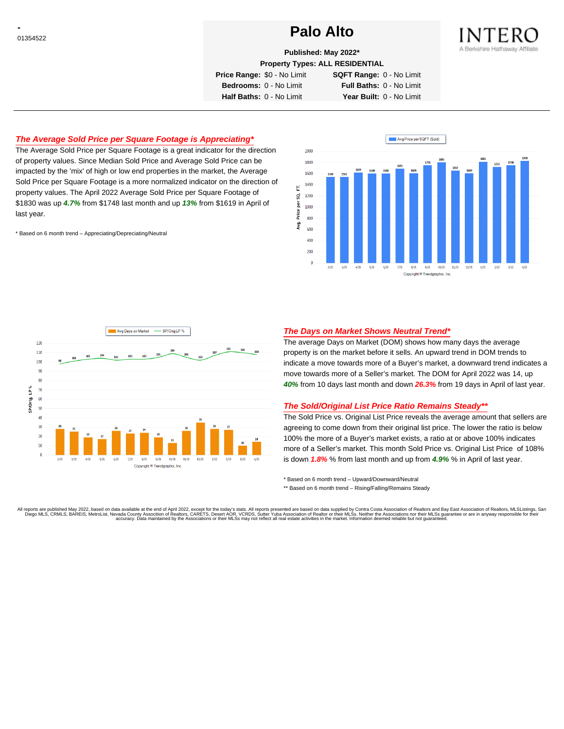-
01354522

# Palo Alto

INTERO
A Berkshire Hathaway Affiliate

**Published: May 2022***

**Property Types: ALL RESIDENTIAL**

| | | | |
|---|---|---|---|
| **Price Range:** | $0 - No Limit | **SQFT Range:** | 0 - No Limit |
| **Bedrooms:** | 0 - No Limit | **Full Baths:** | 0 - No Limit |
| **Half Baths:** | 0 - No Limit | **Year Built:** | 0 - No Limit |

## *The Average Sold Price per Square Footage is Appreciating**

The Average Sold Price per Square Footage is a great indicator for the direction of property values. Since Median Sold Price and Average Sold Price can be impacted by the 'mix' of high or low end properties in the market, the Average Sold Price per Square Footage is a more normalized indicator on the direction of property values. The April 2022 Average Sold Price per Square Footage of $1830 was up ***4.7%*** from $1748 last month and up ***13%*** from $1619 in April of last year.

* Based on 6 month trend – Appreciating/Depreciating/Neutral

Avg Price per SQFT (Sold)

| Month | 2/21 | 3/21 | 4/21 | 5/21 | 6/21 | 7/21 | 8/21 | 9/21 | 10/21 | 11/21 | 12/21 | 1/22 | 2/22 | 3/22 | 4/22 |
|---|---|---|---|---|---|---|---|---|---|---|---|---|---|---|---|
| Avg. Price per SQ. FT. | 1540 | 1542 | 1619 | 1599 | 1599 | 1691 | 1605 | 1751 | 1803 | 1657 | 1604 | 1811 | 1721 | 1748 | 1830 |

Copyright ® Trendgraphix, Inc.

| Month | 2/21 | 3/21 | 4/21 | 5/21 | 6/21 | 7/21 | 8/21 | 9/21 | 10/21 | 11/21 | 12/21 | 1/22 | 2/22 | 3/22 | 4/22 |
|---|---|---|---|---|---|---|---|---|---|---|---|---|---|---|---|
| Avg Days on Market | 28 | 25 | 19 | 17 | 26 | 23 | 24 | 19 | 13 | 26 | 35 | 28 | 27 | 10 | 14 |
| SP/Orig LP % | 98 | 101 | 103 | 104 | 102 | 103 | 103 | 105 | 109 | 105 | 102 | 107 | 111 | 110 | 108 |

Copyright ® Trendgraphix, Inc.

## *The Days on Market Shows Neutral Trend**

The average Days on Market (DOM) shows how many days the average property is on the market before it sells. An upward trend in DOM trends to indicate a move towards more of a Buyer's market, a downward trend indicates a move towards more of a Seller's market. The DOM for April 2022 was 14, up ***40%*** from 10 days last month and down ***26.3%*** from 19 days in April of last year.

## *The Sold/Original List Price Ratio Remains Steady***

The Sold Price vs. Original List Price reveals the average amount that sellers are agreeing to come down from their original list price. The lower the ratio is below 100% the more of a Buyer's market exists, a ratio at or above 100% indicates more of a Seller's market. This month Sold Price vs. Original List Price of 108% is down ***1.8%*** % from last month and up from ***4.9%*** % in April of last year.

* Based on 6 month trend – Upward/Downward/Neutral

** Based on 6 month trend – Rising/Falling/Remains Steady

All reports are published May 2022, based on data available at the end of April 2022, except for the today's stats. All reports presented are based on data supplied by Contra Costa Association of Realtors and Bay East Association of Realtors, MLSListings, San Diego MLS, CRMLS, BAREIS, MetroList, Nevada County Association of Realtors, CARETS, Desert AOR, VCRDS, Sutter Yuba Association of Realtor or their MLSs. Neither the Associations nor their MLSs guarantee or are in anyway responsible for their accuracy. Data maintained by the Associations or their MLSs may not reflect all real estate activities in the market. Information deemed reliable but not guaranteed.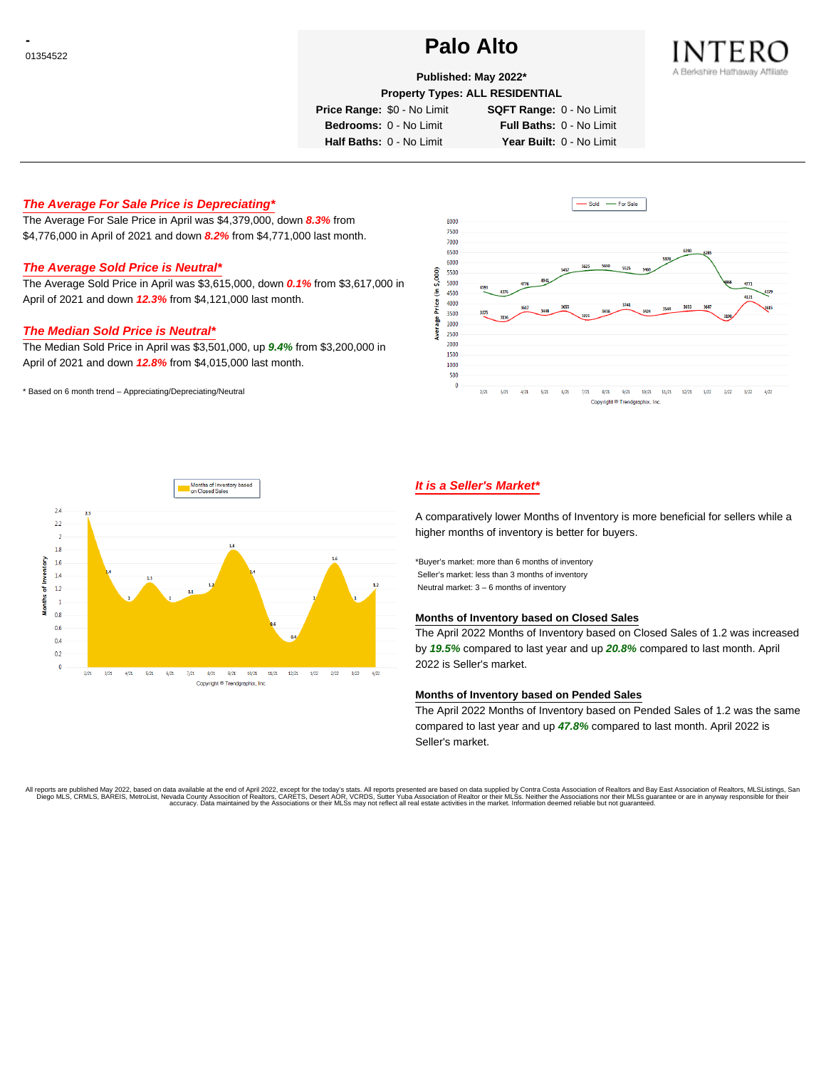- 01354522

# Palo Alto

**Published: May 2022***

**Property Types: ALL RESIDENTIAL**

| | | | |
|---|---|---|---|
| **Price Range:** | $0 - No Limit | **SQFT Range:** | 0 - No Limit |
| **Bedrooms:** | 0 - No Limit | **Full Baths:** | 0 - No Limit |
| **Half Baths:** | 0 - No Limit | **Year Built:** | 0 - No Limit |

INTERO
A Berkshire Hathaway Affiliate

## *The Average For Sale Price is Depreciating**

The Average For Sale Price in April was $4,379,000, down ***8.3%*** from $4,776,000 in April of 2021 and down ***8.2%*** from $4,771,000 last month.

## *The Average Sold Price is Neutral**

The Average Sold Price in April was $3,615,000, down ***0.1%*** from $3,617,000 in April of 2021 and down ***12.3%*** from $4,121,000 last month.

## *The Median Sold Price is Neutral**

The Median Sold Price in April was $3,501,000, up ***9.4%*** from $3,200,000 in April of 2021 and down ***12.8%*** from $4,015,000 last month.

* Based on 6 month trend – Appreciating/Depreciating/Neutral

| Month | 2/21 | 3/21 | 4/21 | 5/21 | 6/21 | 7/21 | 8/21 | 9/21 | 10/21 | 11/21 | 12/21 | 1/22 | 2/22 | 3/22 | 4/22 |
|---|---|---|---|---|---|---|---|---|---|---|---|---|---|---|---|
| For Sale (in $,000) | 4593 | 4376 | 4776 | 4941 | 5457 | 5625 | 5650 | 5525 | 5469 | 5978 | 6390 | 6285 | 4866 | 4771 | 4379 |
| Sold (in $,000) | 3375 | 3156 | 3617 | 3448 | 3655 | 3221 | 3436 | 3748 | 3424 | 3544 | 3653 | 3647 | 3190 | 4121 | 3615 |

Copyright ® Trendgraphix, Inc.

| Month | 2/21 | 3/21 | 4/21 | 5/21 | 6/21 | 7/21 | 8/21 | 9/21 | 10/21 | 11/21 | 12/21 | 1/22 | 2/22 | 3/22 | 4/22 |
|---|---|---|---|---|---|---|---|---|---|---|---|---|---|---|---|
| Months of Inventory based on Closed Sales | 2.3 | 1.4 | 1 | 1.3 | 1 | 1.1 | 1.2 | 1.8 | 1.4 | 0.6 | 0.4 | 1 | 1.6 | 1 | 1.2 |

Copyright ® Trendgraphix, Inc.

## *It is a Seller's Market**

A comparatively lower Months of Inventory is more beneficial for sellers while a higher months of inventory is better for buyers.

*Buyer's market: more than 6 months of inventory
Seller's market: less than 3 months of inventory
Neutral market: 3 – 6 months of inventory

### Months of Inventory based on Closed Sales

The April 2022 Months of Inventory based on Closed Sales of 1.2 was increased by ***19.5%*** compared to last year and up ***20.8%*** compared to last month. April 2022 is Seller's market.

### Months of Inventory based on Pended Sales

The April 2022 Months of Inventory based on Pended Sales of 1.2 was the same compared to last year and up ***47.8%*** compared to last month. April 2022 is Seller's market.

All reports are published May 2022, based on data available at the end of April 2022, except for the today's stats. All reports presented are based on data supplied by Contra Costa Association of Realtors and Bay East Association of Realtors, MLSListings, San Diego MLS, CRMLS, BAREIS, MetroList, Nevada County Association of Realtors, CARETS, Desert AOR, VCRDS, Sutter Yuba Association of Realtor or their MLSs. Neither the Associations nor their MLSs guarantee or are in anyway responsible for their accuracy. Data maintained by the Associations or their MLSs may not reflect all real estate activities in the market. Information deemed reliable but not guaranteed.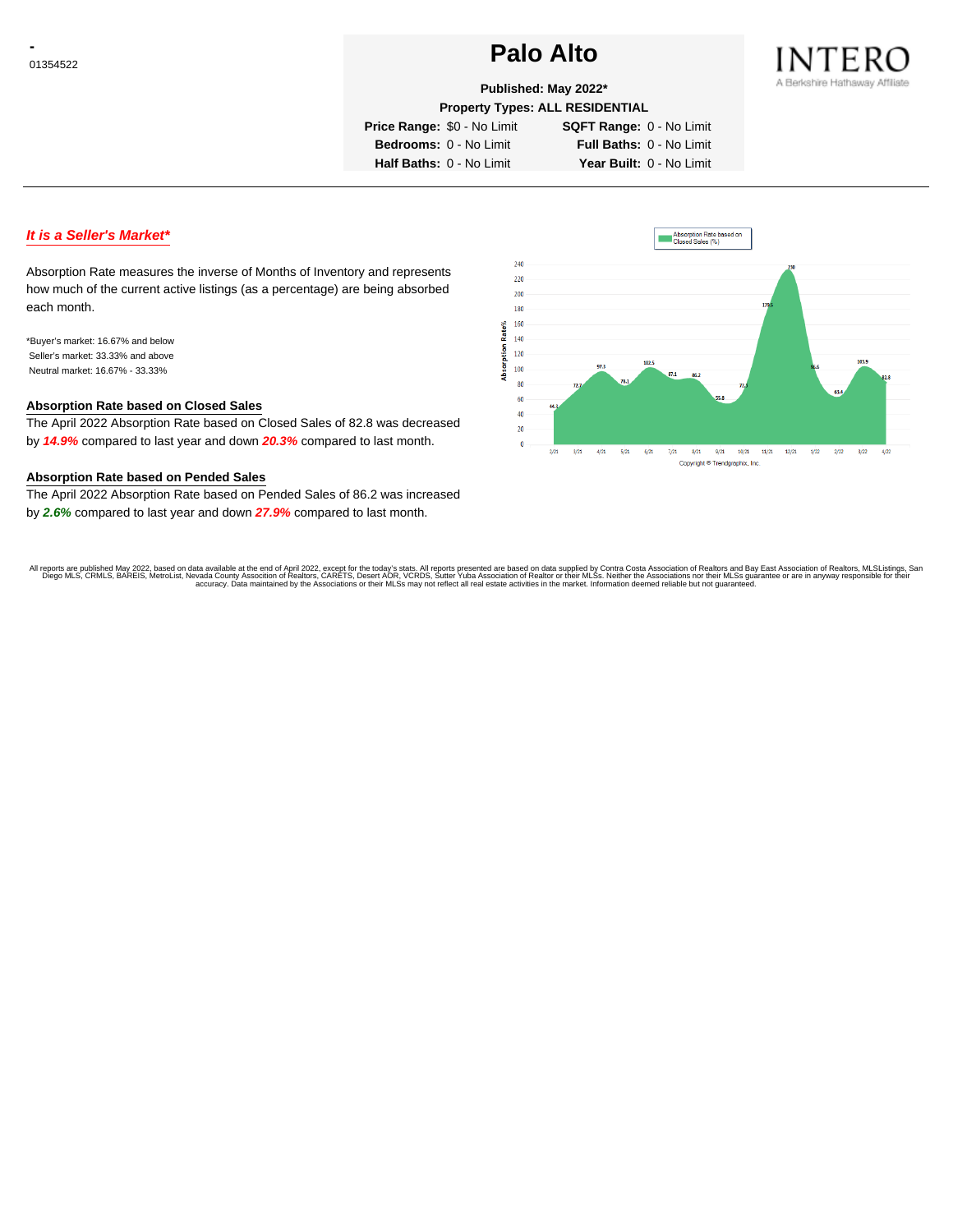-
01354522

# Palo Alto

INTERO
A Berkshire Hathaway Affiliate

**Published: May 2022***

**Property Types: ALL RESIDENTIAL**

**Price Range:** $0 - No Limit  **SQFT Range:** 0 - No Limit
**Bedrooms:** 0 - No Limit  **Full Baths:** 0 - No Limit
**Half Baths:** 0 - No Limit  **Year Built:** 0 - No Limit

---

## *It is a Seller's Market**

Absorption Rate measures the inverse of Months of Inventory and represents how much of the current active listings (as a percentage) are being absorbed each month.

*Buyer's market: 16.67% and below
Seller's market: 33.33% and above
Neutral market: 16.67% - 33.33%

### Absorption Rate based on Closed Sales

The April 2022 Absorption Rate based on Closed Sales of 82.8 was decreased by ***14.9%*** compared to last year and down ***20.3%*** compared to last month.

### Absorption Rate based on Pended Sales

The April 2022 Absorption Rate based on Pended Sales of 86.2 was increased by ***2.6%*** compared to last year and down ***27.9%*** compared to last month.

Absorption Rate based on Closed Sales (%)

Absorption Rate%

240
220
200
180
160
140
120
100
80
60
40
20
0

44.3
72.7
97.3
78.1
102.5
87.1
86.2
55.8
71.3
179.6
230
95.6
63.4
103.9
82.8

2/21 3/21 4/21 5/21 6/21 7/21 8/21 9/21 10/21 11/21 12/21 1/22 2/22 3/22 4/22

Copyright ® Trendgraphix, Inc.

All reports are published May 2022, based on data available at the end of April 2022, except for the today's stats. All reports presented are based on data supplied by Contra Costa Association of Realtors and Bay East Association of Realtors, MLSListings, San Diego MLS, CRMLS, BAREIS, MetroList, Nevada County Association of Realtors, CARETS, Desert AOR, VCRDS, Sutter Yuba Association of Realtor or their MLSs. Neither the Associations nor their MLSs guarantee or are in anyway responsible for their accuracy. Data maintained by the Associations or their MLSs may not reflect all real estate activities in the market. Information deemed reliable but not guaranteed.